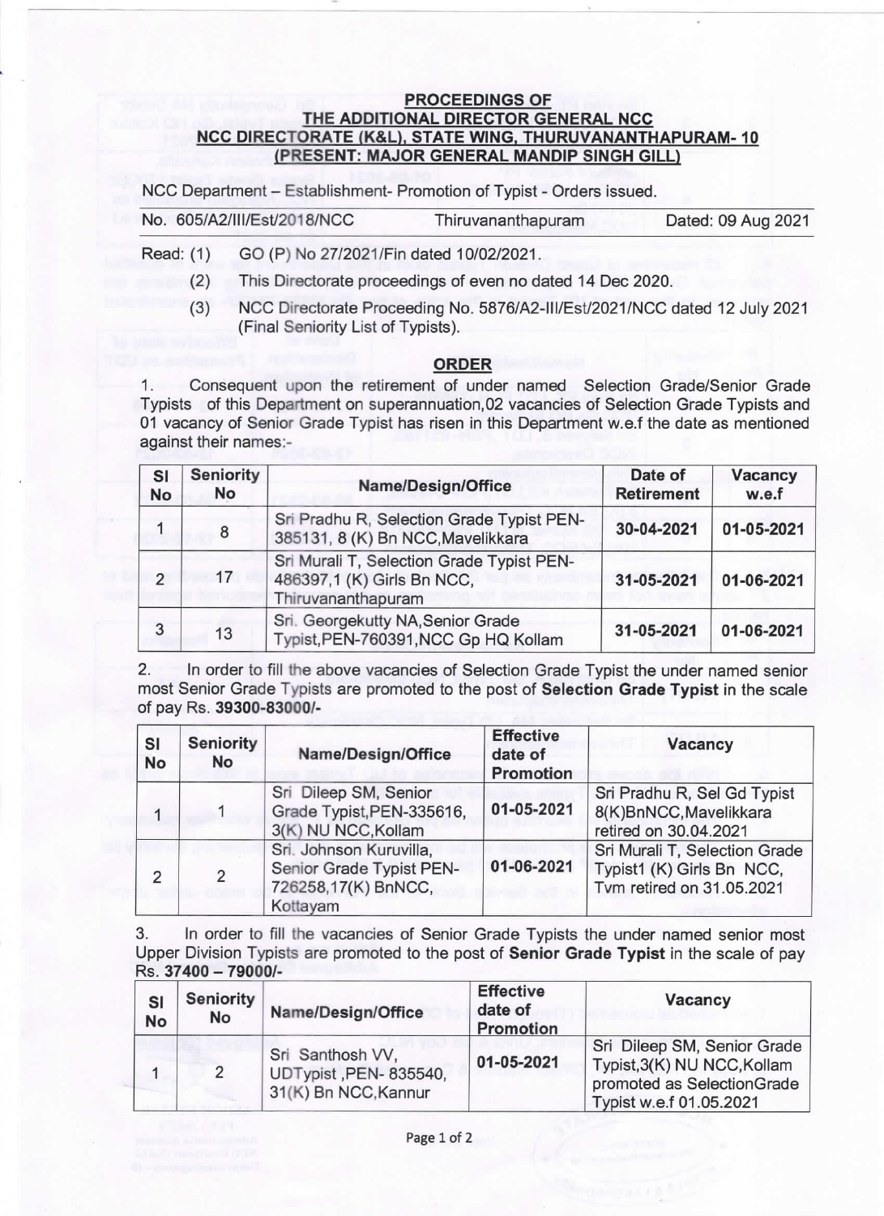**PROCEEDINGS OF**
**THE ADDITIONAL DIRECTOR GENERAL NCC**
**NCC DIRECTORATE (K&L), STATE WING, THURUVANANTHAPURAM- 10**
**(PRESENT: MAJOR GENERAL MANDIP SINGH GILL)**

NCC Department – Establishment- Promotion of Typist - Orders issued.

No. 605/A2/III/Est/2018/NCC Thiruvananthapuram Dated: 09 Aug 2021

Read: (1) GO (P) No 27/2021/Fin dated 10/02/2021.

(2) This Directorate proceedings of even no dated 14 Dec 2020.

(3) NCC Directorate Proceeding No. 5876/A2-III/Est/2021/NCC dated 12 July 2021 (Final Seniority List of Typists).

## ORDER

1. Consequent upon the retirement of under named Selection Grade/Senior Grade Typists of this Department on superannuation,02 vacancies of Selection Grade Typists and 01 vacancy of Senior Grade Typist has risen in this Department w.e.f the date as mentioned against their names:-

| Sl No | Seniority No | Name/Design/Office | Date of Retirement | Vacancy w.e.f |
|---|---|---|---|---|
| 1 | 8 | Sri Pradhu R, Selection Grade Typist PEN-385131, 8 (K) Bn NCC,Mavelikkara | 30-04-2021 | 01-05-2021 |
| 2 | 17 | Sri Murali T, Selection Grade Typist PEN-486397,1 (K) Girls Bn NCC, Thiruvananthapuram | 31-05-2021 | 01-06-2021 |
| 3 | 13 | Sri. Georgekutty NA,Senior Grade Typist,PEN-760391,NCC Gp HQ Kollam | 31-05-2021 | 01-06-2021 |

2. In order to fill the above vacancies of Selection Grade Typist the under named senior most Senior Grade Typists are promoted to the post of **Selection Grade Typist** in the scale of pay Rs. **39300-83000/-**

| Sl No | Seniority No | Name/Design/Office | Effective date of Promotion | Vacancy |
|---|---|---|---|---|
| 1 | 1 | Sri Dileep SM, Senior Grade Typist,PEN-335616, 3(K) NU NCC,Kollam | 01-05-2021 | Sri Pradhu R, Sel Gd Typist 8(K)BnNCC,Mavelikkara retired on 30.04.2021 |
| 2 | 2 | Sri. Johnson Kuruvilla, Senior Grade Typist PEN-726258,17(K) BnNCC, Kottayam | 01-06-2021 | Sri Murali T, Selection Grade Typist1 (K) Girls Bn NCC, Tvm retired on 31.05.2021 |

3. In order to fill the vacancies of Senior Grade Typists the under named senior most Upper Division Typists are promoted to the post of **Senior Grade Typist** in the scale of pay Rs. **37400 – 79000/-**

| Sl No | Seniority No | Name/Design/Office | Effective date of Promotion | Vacancy |
|---|---|---|---|---|
| 1 | 2 | Sri Santhosh VV, UDTypist ,PEN- 835540, 31(K) Bn NCC,Kannur | 01-05-2021 | Sri Dileep SM, Senior Grade Typist,3(K) NU NCC,Kollam promoted as SelectionGrade Typist w.e.f 01.05.2021 |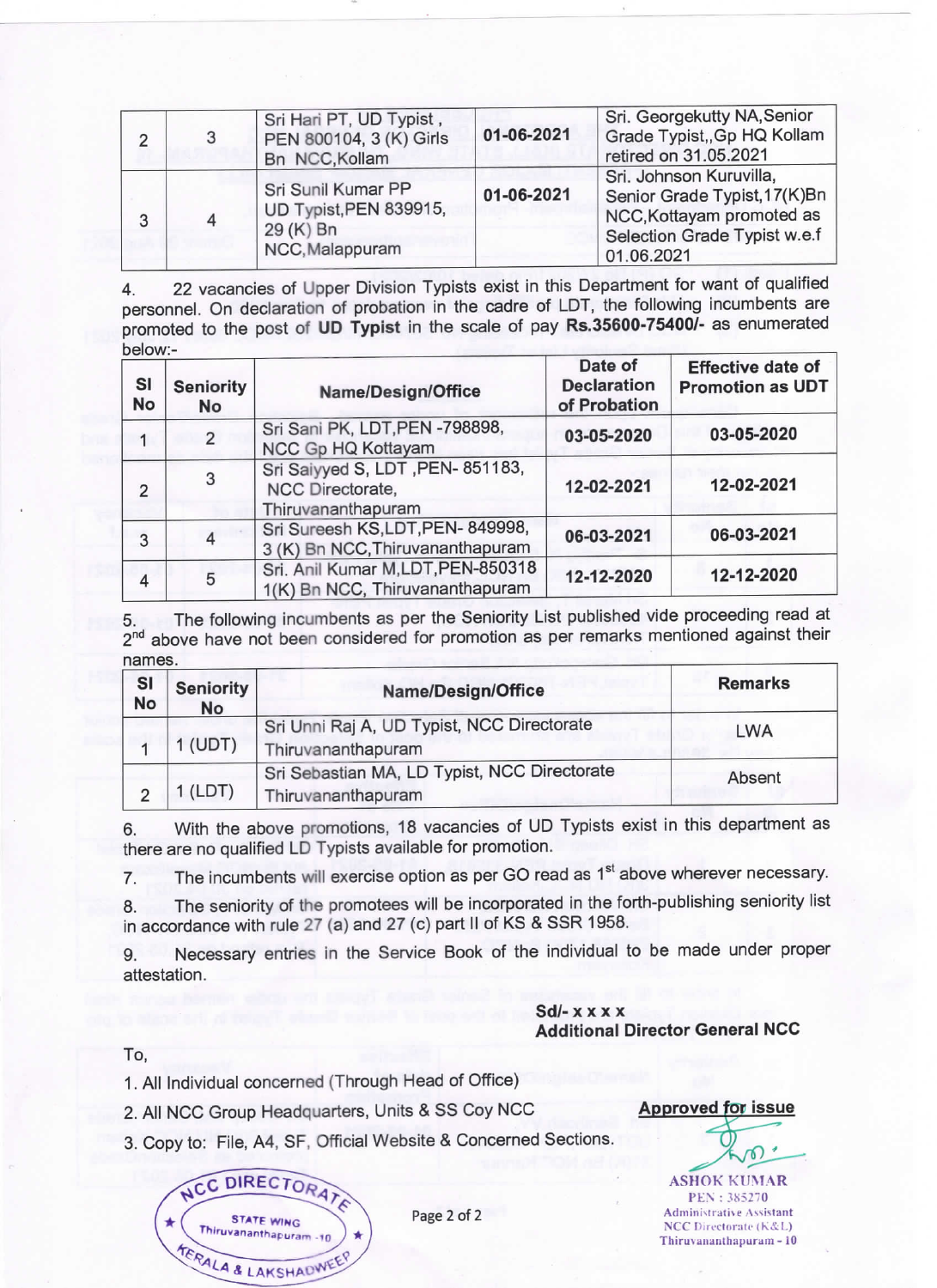| | | | | |
|---|---|---|---|---|
| 2 | 3 | Sri Hari PT, UD Typist , PEN 800104, 3 (K) Girls Bn NCC,Kollam | 01-06-2021 | Sri. Georgekutty NA,Senior Grade Typist,,Gp HQ Kollam retired on 31.05.2021 |
| 3 | 4 | Sri Sunil Kumar PP UD Typist,PEN 839915, 29 (K) Bn NCC,Malappuram | 01-06-2021 | Sri. Johnson Kuruvilla, Senior Grade Typist,17(K)Bn NCC,Kottayam promoted as Selection Grade Typist w.e.f 01.06.2021 |

4. 22 vacancies of Upper Division Typists exist in this Department for want of qualified personnel. On declaration of probation in the cadre of LDT, the following incumbents are promoted to the post of **UD Typist** in the scale of pay **Rs.35600-75400/-** as enumerated below:-

| Sl No | Seniority No | Name/Design/Office | Date of Declaration of Probation | Effective date of Promotion as UDT |
|---|---|---|---|---|
| 1 | 2 | Sri Sani PK, LDT,PEN -798898, NCC Gp HQ Kottayam | 03-05-2020 | 03-05-2020 |
| 2 | 3 | Sri Saiyyed S, LDT ,PEN- 851183, NCC Directorate, Thiruvananthapuram | 12-02-2021 | 12-02-2021 |
| 3 | 4 | Sri Sureesh KS,LDT,PEN- 849998, 3 (K) Bn NCC,Thiruvananthapuram | 06-03-2021 | 06-03-2021 |
| 4 | 5 | Sri. Anil Kumar M,LDT,PEN-850318 1(K) Bn NCC, Thiruvananthapuram | 12-12-2020 | 12-12-2020 |

5. The following incumbents as per the Seniority List published vide proceeding read at 2nd above have not been considered for promotion as per remarks mentioned against their names.

| Sl No | Seniority No | Name/Design/Office | Remarks |
|---|---|---|---|
| 1 | 1 (UDT) | Sri Unni Raj A, UD Typist, NCC Directorate Thiruvananthapuram | LWA |
| 2 | 1 (LDT) | Sri Sebastian MA, LD Typist, NCC Directorate Thiruvananthapuram | Absent |

6. With the above promotions, 18 vacancies of UD Typists exist in this department as there are no qualified LD Typists available for promotion.

7. The incumbents will exercise option as per GO read as 1st above wherever necessary.

8. The seniority of the promotees will be incorporated in the forth-publishing seniority list in accordance with rule 27 (a) and 27 (c) part II of KS & SSR 1958.

9. Necessary entries in the Service Book of the individual to be made under proper attestation.

**Sd/- x x x x**
**Additional Director General NCC**

To,

1. All Individual concerned (Through Head of Office)
2. All NCC Group Headquarters, Units & SS Coy NCC
3. Copy to: File, A4, SF, Official Website & Concerned Sections.

**Approved for issue**

ASHOK KUMAR
PEN : 385270
Administrative Assistant
NCC Directorate (K&L)
Thiruvananthapuram - 10

NCC DIRECTORATE
STATE WING
Thiruvananthapuram -10
KERALA & LAKSHADWEEP